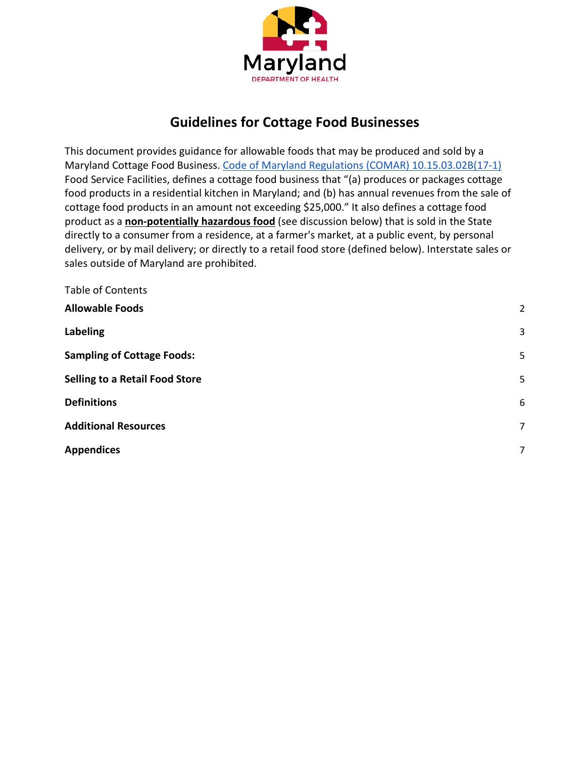Maryland

DEPARTMENT OF HEALTH

# Guidelines for Cottage Food Businesses

This document provides guidance for allowable foods that may be produced and sold by a Maryland Cottage Food Business. [Code of Maryland Regulations (COMAR) 10.15.03.02B(17-1)](#) Food Service Facilities, defines a cottage food business that "(a) produces or packages cottage food products in a residential kitchen in Maryland; and (b) has annual revenues from the sale of cottage food products in an amount not exceeding $25,000." It also defines a cottage food product as a **non-potentially hazardous food** (see discussion below) that is sold in the State directly to a consumer from a residence, at a farmer's market, at a public event, by personal delivery, or by mail delivery; or directly to a retail food store (defined below). Interstate sales or sales outside of Maryland are prohibited.

Table of Contents

| | |
|---|---|
| **Allowable Foods** | 2 |
| **Labeling** | 3 |
| **Sampling of Cottage Foods:** | 5 |
| **Selling to a Retail Food Store** | 5 |
| **Definitions** | 6 |
| **Additional Resources** | 7 |
| **Appendices** | 7 |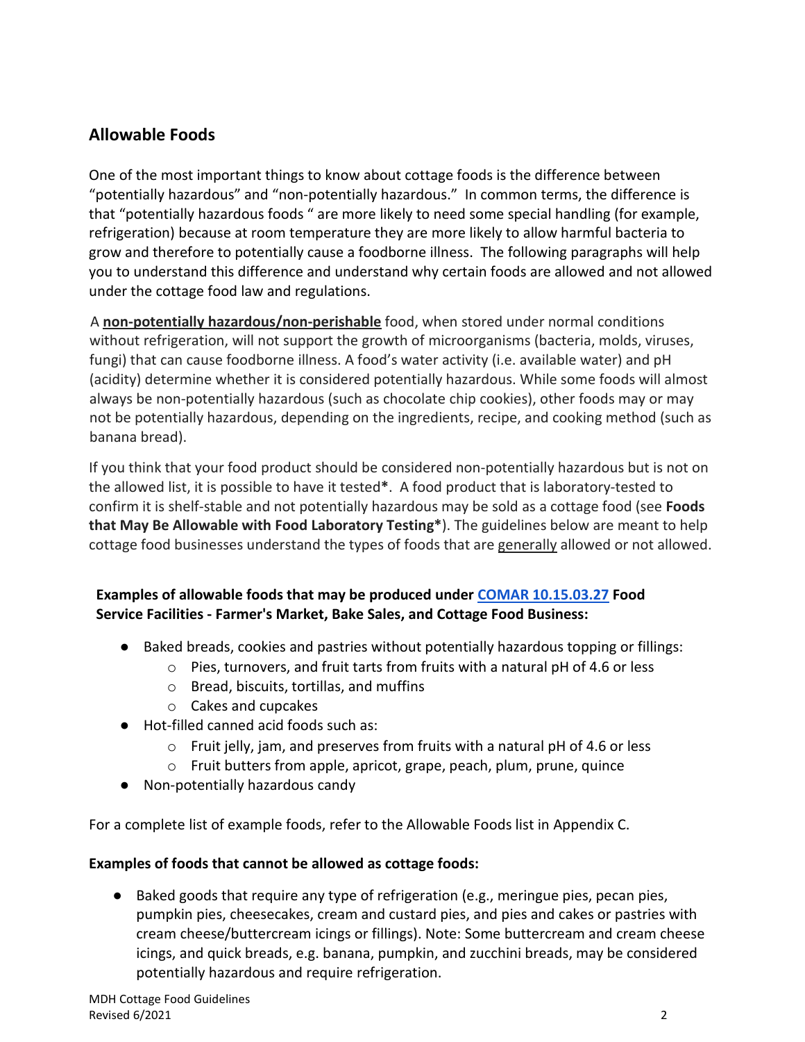## Allowable Foods

One of the most important things to know about cottage foods is the difference between "potentially hazardous" and "non-potentially hazardous." In common terms, the difference is that "potentially hazardous foods " are more likely to need some special handling (for example, refrigeration) because at room temperature they are more likely to allow harmful bacteria to grow and therefore to potentially cause a foodborne illness. The following paragraphs will help you to understand this difference and understand why certain foods are allowed and not allowed under the cottage food law and regulations.

A **non-potentially hazardous/non-perishable** food, when stored under normal conditions without refrigeration, will not support the growth of microorganisms (bacteria, molds, viruses, fungi) that can cause foodborne illness. A food's water activity (i.e. available water) and pH (acidity) determine whether it is considered potentially hazardous. While some foods will almost always be non-potentially hazardous (such as chocolate chip cookies), other foods may or may not be potentially hazardous, depending on the ingredients, recipe, and cooking method (such as banana bread).

If you think that your food product should be considered non-potentially hazardous but is not on the allowed list, it is possible to have it tested**\***. A food product that is laboratory-tested to confirm it is shelf-stable and not potentially hazardous may be sold as a cottage food (see **Foods that May Be Allowable with Food Laboratory Testing\***). The guidelines below are meant to help cottage food businesses understand the types of foods that are generally allowed or not allowed.

**Examples of allowable foods that may be produced under COMAR 10.15.03.27 Food Service Facilities - Farmer's Market, Bake Sales, and Cottage Food Business:**

- Baked breads, cookies and pastries without potentially hazardous topping or fillings:
  - Pies, turnovers, and fruit tarts from fruits with a natural pH of 4.6 or less
  - Bread, biscuits, tortillas, and muffins
  - Cakes and cupcakes
- Hot-filled canned acid foods such as:
  - Fruit jelly, jam, and preserves from fruits with a natural pH of 4.6 or less
  - Fruit butters from apple, apricot, grape, peach, plum, prune, quince
- Non-potentially hazardous candy

For a complete list of example foods, refer to the Allowable Foods list in Appendix C.

**Examples of foods that cannot be allowed as cottage foods:**

- Baked goods that require any type of refrigeration (e.g., meringue pies, pecan pies, pumpkin pies, cheesecakes, cream and custard pies, and pies and cakes or pastries with cream cheese/buttercream icings or fillings). Note: Some buttercream and cream cheese icings, and quick breads, e.g. banana, pumpkin, and zucchini breads, may be considered potentially hazardous and require refrigeration.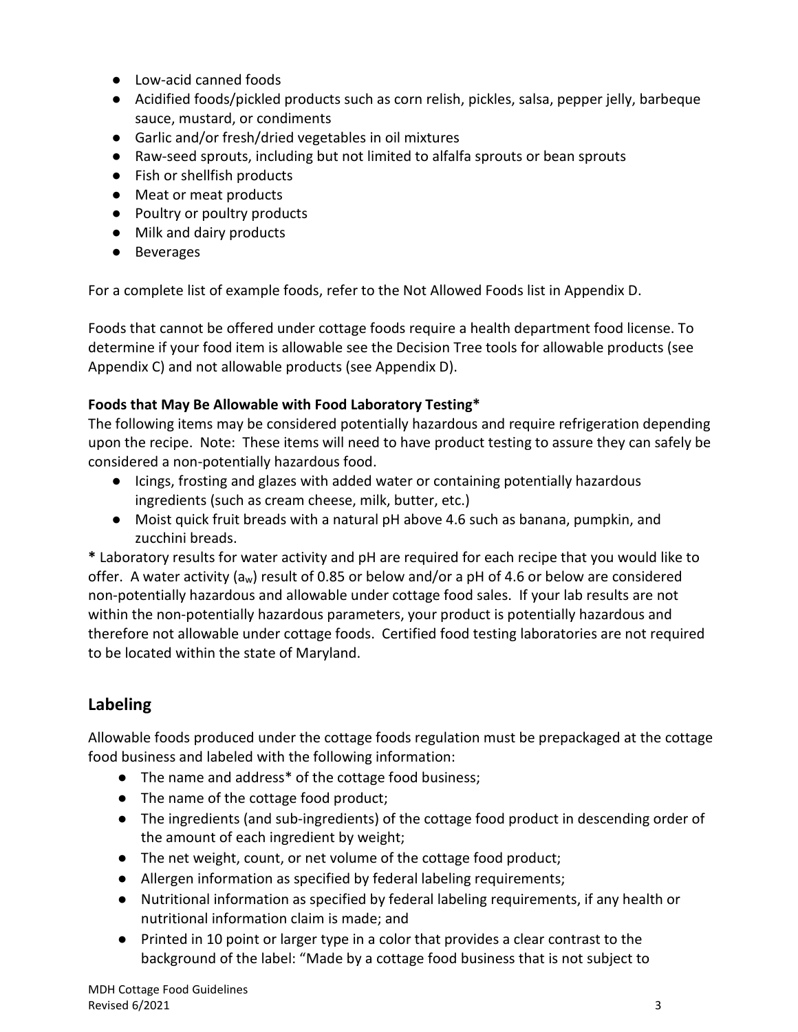- Low-acid canned foods
- Acidified foods/pickled products such as corn relish, pickles, salsa, pepper jelly, barbeque sauce, mustard, or condiments
- Garlic and/or fresh/dried vegetables in oil mixtures
- Raw-seed sprouts, including but not limited to alfalfa sprouts or bean sprouts
- Fish or shellfish products
- Meat or meat products
- Poultry or poultry products
- Milk and dairy products
- Beverages

For a complete list of example foods, refer to the Not Allowed Foods list in Appendix D.

Foods that cannot be offered under cottage foods require a health department food license. To determine if your food item is allowable see the Decision Tree tools for allowable products (see Appendix C) and not allowable products (see Appendix D).

**Foods that May Be Allowable with Food Laboratory Testing***

The following items may be considered potentially hazardous and require refrigeration depending upon the recipe. Note: These items will need to have product testing to assure they can safely be considered a non-potentially hazardous food.

- Icings, frosting and glazes with added water or containing potentially hazardous ingredients (such as cream cheese, milk, butter, etc.)
- Moist quick fruit breads with a natural pH above 4.6 such as banana, pumpkin, and zucchini breads.

**\*** Laboratory results for water activity and pH are required for each recipe that you would like to offer. A water activity ($a_w$) result of 0.85 or below and/or a pH of 4.6 or below are considered non-potentially hazardous and allowable under cottage food sales. If your lab results are not within the non-potentially hazardous parameters, your product is potentially hazardous and therefore not allowable under cottage foods. Certified food testing laboratories are not required to be located within the state of Maryland.

## Labeling

Allowable foods produced under the cottage foods regulation must be prepackaged at the cottage food business and labeled with the following information:

- The name and address* of the cottage food business;
- The name of the cottage food product;
- The ingredients (and sub-ingredients) of the cottage food product in descending order of the amount of each ingredient by weight;
- The net weight, count, or net volume of the cottage food product;
- Allergen information as specified by federal labeling requirements;
- Nutritional information as specified by federal labeling requirements, if any health or nutritional information claim is made; and
- Printed in 10 point or larger type in a color that provides a clear contrast to the background of the label: "Made by a cottage food business that is not subject to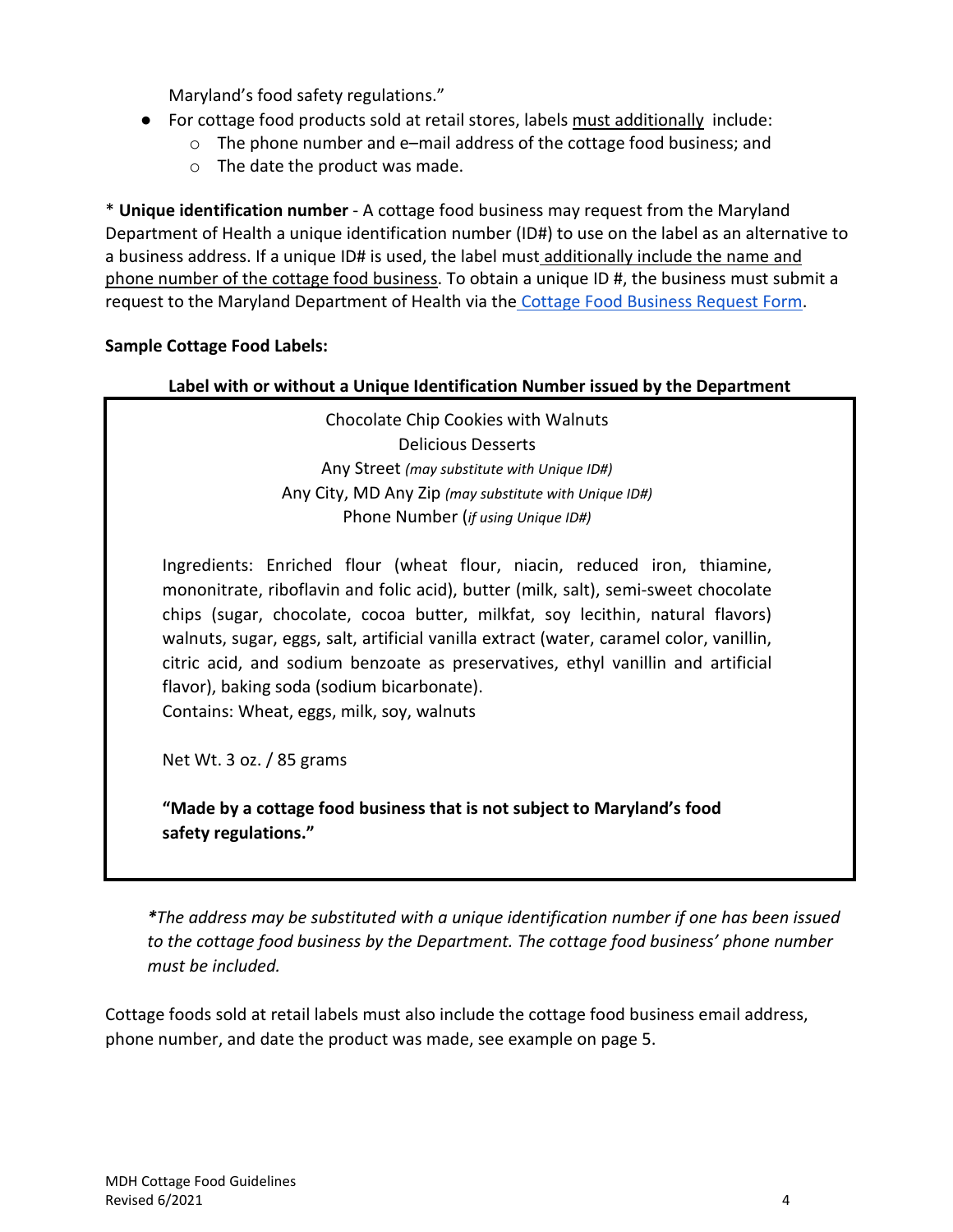Maryland's food safety regulations."

- For cottage food products sold at retail stores, labels <u>must additionally</u> include:
    - The phone number and e–mail address of the cottage food business; and
    - The date the product was made.

* **Unique identification number** - A cottage food business may request from the Maryland Department of Health a unique identification number (ID#) to use on the label as an alternative to a business address. If a unique ID# is used, the label must <u>additionally include the name and phone number of the cottage food business</u>. To obtain a unique ID #, the business must submit a request to the Maryland Department of Health via the [Cottage Food Business Request Form](#).

**Sample Cottage Food Labels:**

**Label with or without a Unique Identification Number issued by the Department**

> Chocolate Chip Cookies with Walnuts
> Delicious Desserts
> Any Street *(may substitute with Unique ID#)*
> Any City, MD Any Zip *(may substitute with Unique ID#)*
> Phone Number (*if using Unique ID#)*
>
> Ingredients: Enriched flour (wheat flour, niacin, reduced iron, thiamine, mononitrate, riboflavin and folic acid), butter (milk, salt), semi-sweet chocolate chips (sugar, chocolate, cocoa butter, milkfat, soy lecithin, natural flavors) walnuts, sugar, eggs, salt, artificial vanilla extract (water, caramel color, vanillin, citric acid, and sodium benzoate as preservatives, ethyl vanillin and artificial flavor), baking soda (sodium bicarbonate).
> Contains: Wheat, eggs, milk, soy, walnuts
>
> Net Wt. 3 oz. / 85 grams
>
> **"Made by a cottage food business that is not subject to Maryland's food safety regulations."**

*\*The address may be substituted with a unique identification number if one has been issued to the cottage food business by the Department. The cottage food business' phone number must be included.*

Cottage foods sold at retail labels must also include the cottage food business email address, phone number, and date the product was made, see example on page 5.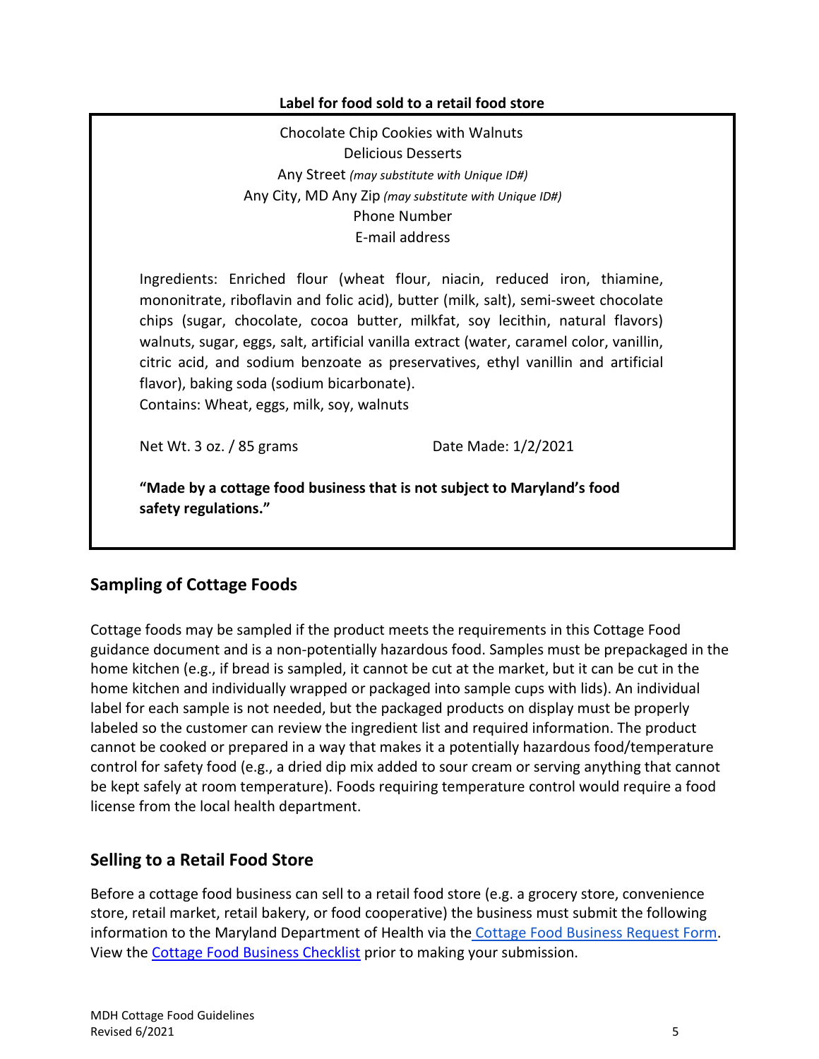**Label for food sold to a retail food store**

Chocolate Chip Cookies with Walnuts
Delicious Desserts
Any Street *(may substitute with Unique ID#)*
Any City, MD Any Zip *(may substitute with Unique ID#)*
Phone Number
E-mail address

Ingredients: Enriched flour (wheat flour, niacin, reduced iron, thiamine, mononitrate, riboflavin and folic acid), butter (milk, salt), semi-sweet chocolate chips (sugar, chocolate, cocoa butter, milkfat, soy lecithin, natural flavors) walnuts, sugar, eggs, salt, artificial vanilla extract (water, caramel color, vanillin, citric acid, and sodium benzoate as preservatives, ethyl vanillin and artificial flavor), baking soda (sodium bicarbonate).
Contains: Wheat, eggs, milk, soy, walnuts

Net Wt. 3 oz. / 85 grams | Date Made: 1/2/2021

**"Made by a cottage food business that is not subject to Maryland's food safety regulations."**

## Sampling of Cottage Foods

Cottage foods may be sampled if the product meets the requirements in this Cottage Food guidance document and is a non-potentially hazardous food. Samples must be prepackaged in the home kitchen (e.g., if bread is sampled, it cannot be cut at the market, but it can be cut in the home kitchen and individually wrapped or packaged into sample cups with lids). An individual label for each sample is not needed, but the packaged products on display must be properly labeled so the customer can review the ingredient list and required information. The product cannot be cooked or prepared in a way that makes it a potentially hazardous food/temperature control for safety food (e.g., a dried dip mix added to sour cream or serving anything that cannot be kept safely at room temperature). Foods requiring temperature control would require a food license from the local health department.

## Selling to a Retail Food Store

Before a cottage food business can sell to a retail food store (e.g. a grocery store, convenience store, retail market, retail bakery, or food cooperative) the business must submit the following information to the Maryland Department of Health via the Cottage Food Business Request Form. View the Cottage Food Business Checklist prior to making your submission.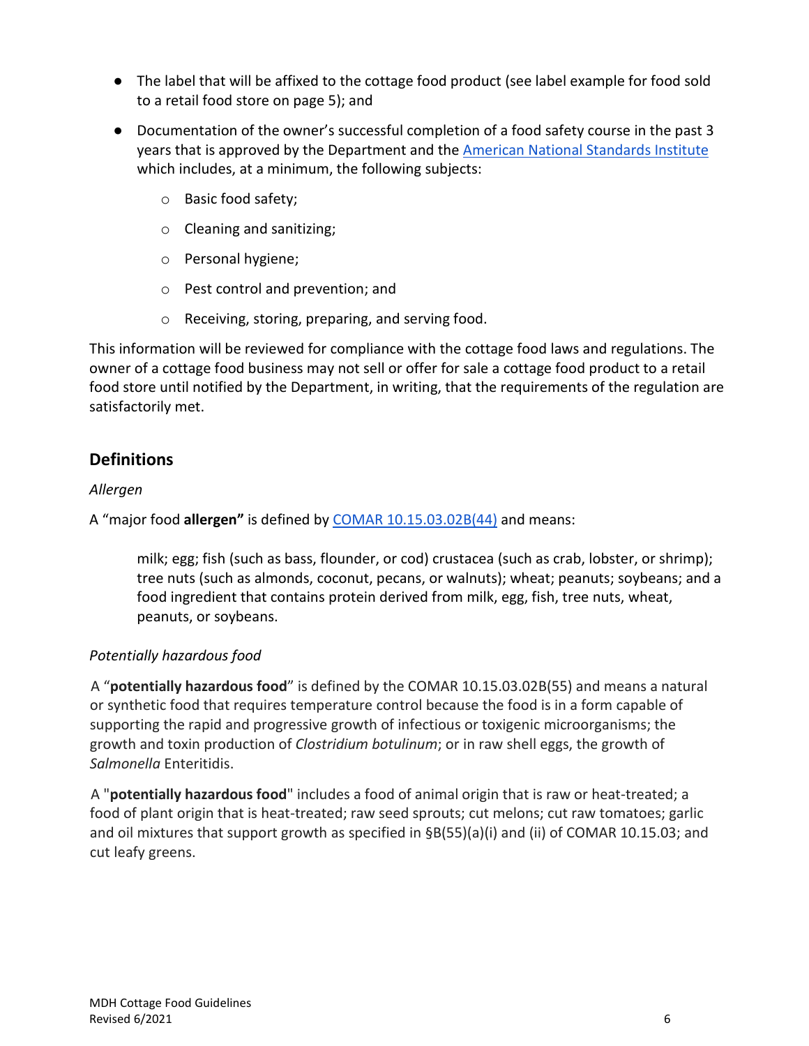- The label that will be affixed to the cottage food product (see label example for food sold to a retail food store on page 5); and
- Documentation of the owner's successful completion of a food safety course in the past 3 years that is approved by the Department and the American National Standards Institute which includes, at a minimum, the following subjects:
    - Basic food safety;
    - Cleaning and sanitizing;
    - Personal hygiene;
    - Pest control and prevention; and
    - Receiving, storing, preparing, and serving food.

This information will be reviewed for compliance with the cottage food laws and regulations. The owner of a cottage food business may not sell or offer for sale a cottage food product to a retail food store until notified by the Department, in writing, that the requirements of the regulation are satisfactorily met.

## Definitions

*Allergen*

A "major food **allergen"** is defined by COMAR 10.15.03.02B(44) and means:

> milk; egg; fish (such as bass, flounder, or cod) crustacea (such as crab, lobster, or shrimp); tree nuts (such as almonds, coconut, pecans, or walnuts); wheat; peanuts; soybeans; and a food ingredient that contains protein derived from milk, egg, fish, tree nuts, wheat, peanuts, or soybeans.

*Potentially hazardous food*

A "**potentially hazardous food**" is defined by the COMAR 10.15.03.02B(55) and means a natural or synthetic food that requires temperature control because the food is in a form capable of supporting the rapid and progressive growth of infectious or toxigenic microorganisms; the growth and toxin production of *Clostridium botulinum*; or in raw shell eggs, the growth of *Salmonella* Enteritidis.

A "**potentially hazardous food**" includes a food of animal origin that is raw or heat-treated; a food of plant origin that is heat-treated; raw seed sprouts; cut melons; cut raw tomatoes; garlic and oil mixtures that support growth as specified in §B(55)(a)(i) and (ii) of COMAR 10.15.03; and cut leafy greens.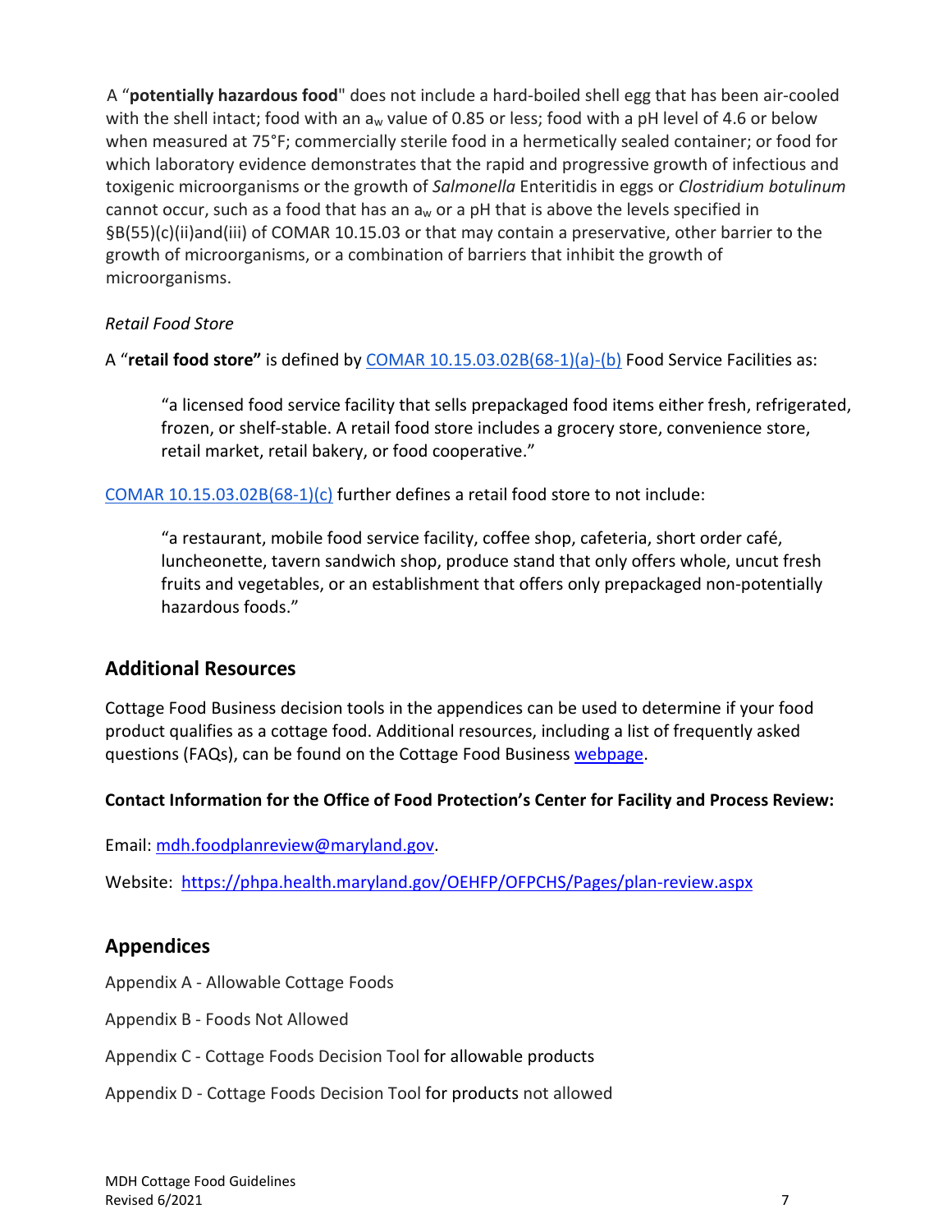A "**potentially hazardous food**" does not include a hard-boiled shell egg that has been air-cooled with the shell intact; food with an $a_w$ value of 0.85 or less; food with a pH level of 4.6 or below when measured at 75°F; commercially sterile food in a hermetically sealed container; or food for which laboratory evidence demonstrates that the rapid and progressive growth of infectious and toxigenic microorganisms or the growth of *Salmonella* Enteritidis in eggs or *Clostridium botulinum* cannot occur, such as a food that has an $a_w$ or a pH that is above the levels specified in §B(55)(c)(ii)and(iii) of COMAR 10.15.03 or that may contain a preservative, other barrier to the growth of microorganisms, or a combination of barriers that inhibit the growth of microorganisms.

*Retail Food Store*

A "**retail food store"** is defined by [COMAR 10.15.03.02B(68-1)(a)-(b)](#) Food Service Facilities as:

> "a licensed food service facility that sells prepackaged food items either fresh, refrigerated, frozen, or shelf-stable. A retail food store includes a grocery store, convenience store, retail market, retail bakery, or food cooperative."

[COMAR 10.15.03.02B(68-1)(c)](#) further defines a retail food store to not include:

> "a restaurant, mobile food service facility, coffee shop, cafeteria, short order café, luncheonette, tavern sandwich shop, produce stand that only offers whole, uncut fresh fruits and vegetables, or an establishment that offers only prepackaged non-potentially hazardous foods."

## Additional Resources

Cottage Food Business decision tools in the appendices can be used to determine if your food product qualifies as a cottage food. Additional resources, including a list of frequently asked questions (FAQs), can be found on the Cottage Food Business [webpage](#).

**Contact Information for the Office of Food Protection's Center for Facility and Process Review:**

Email: [mdh.foodplanreview@maryland.gov](mailto:mdh.foodplanreview@maryland.gov).

Website: [https://phpa.health.maryland.gov/OEHFP/OFPCHS/Pages/plan-review.aspx](https://phpa.health.maryland.gov/OEHFP/OFPCHS/Pages/plan-review.aspx)

## Appendices

Appendix A - Allowable Cottage Foods

Appendix B - Foods Not Allowed

Appendix C - Cottage Foods Decision Tool for allowable products

Appendix D - Cottage Foods Decision Tool for products not allowed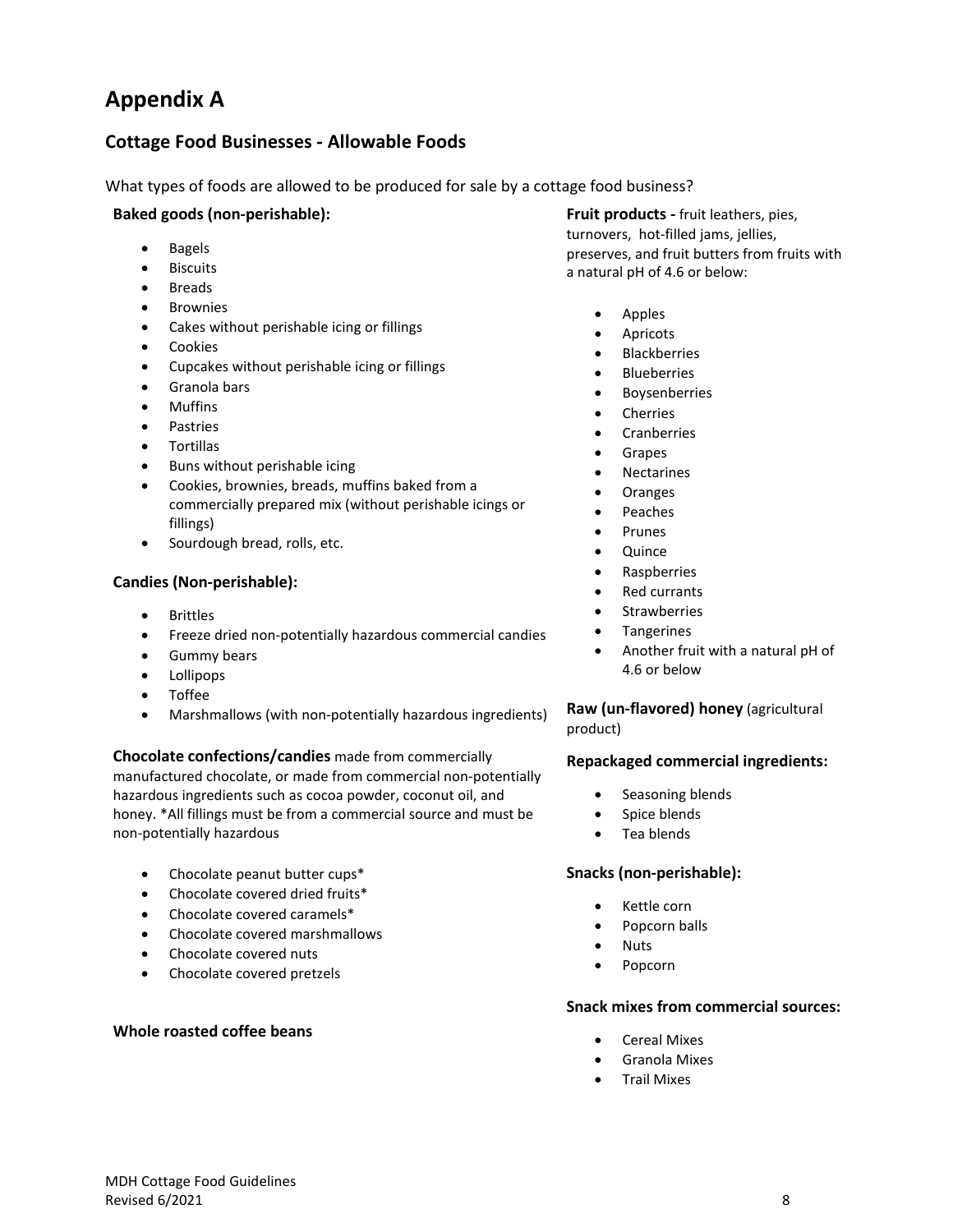# Appendix A

## Cottage Food Businesses - Allowable Foods

What types of foods are allowed to be produced for sale by a cottage food business?

**Baked goods (non-perishable):**

- Bagels
- Biscuits
- Breads
- Brownies
- Cakes without perishable icing or fillings
- Cookies
- Cupcakes without perishable icing or fillings
- Granola bars
- Muffins
- Pastries
- Tortillas
- Buns without perishable icing
- Cookies, brownies, breads, muffins baked from a commercially prepared mix (without perishable icings or fillings)
- Sourdough bread, rolls, etc.

**Candies (Non-perishable):**

- Brittles
- Freeze dried non-potentially hazardous commercial candies
- Gummy bears
- Lollipops
- Toffee
- Marshmallows (with non-potentially hazardous ingredients)

**Chocolate confections/candies** made from commercially manufactured chocolate, or made from commercial non-potentially hazardous ingredients such as cocoa powder, coconut oil, and honey. *All fillings must be from a commercial source and must be non-potentially hazardous

- Chocolate peanut butter cups*
- Chocolate covered dried fruits*
- Chocolate covered caramels*
- Chocolate covered marshmallows
- Chocolate covered nuts
- Chocolate covered pretzels

**Whole roasted coffee beans**

**Fruit products -** fruit leathers, pies, turnovers, hot-filled jams, jellies, preserves, and fruit butters from fruits with a natural pH of 4.6 or below:

- Apples
- Apricots
- Blackberries
- Blueberries
- Boysenberries
- Cherries
- Cranberries
- Grapes
- Nectarines
- Oranges
- Peaches
- Prunes
- Quince
- Raspberries
- Red currants
- Strawberries
- Tangerines
- Another fruit with a natural pH of 4.6 or below

**Raw (un-flavored) honey** (agricultural product)

**Repackaged commercial ingredients:**

- Seasoning blends
- Spice blends
- Tea blends

**Snacks (non-perishable):**

- Kettle corn
- Popcorn balls
- Nuts
- Popcorn

**Snack mixes from commercial sources:**

- Cereal Mixes
- Granola Mixes
- Trail Mixes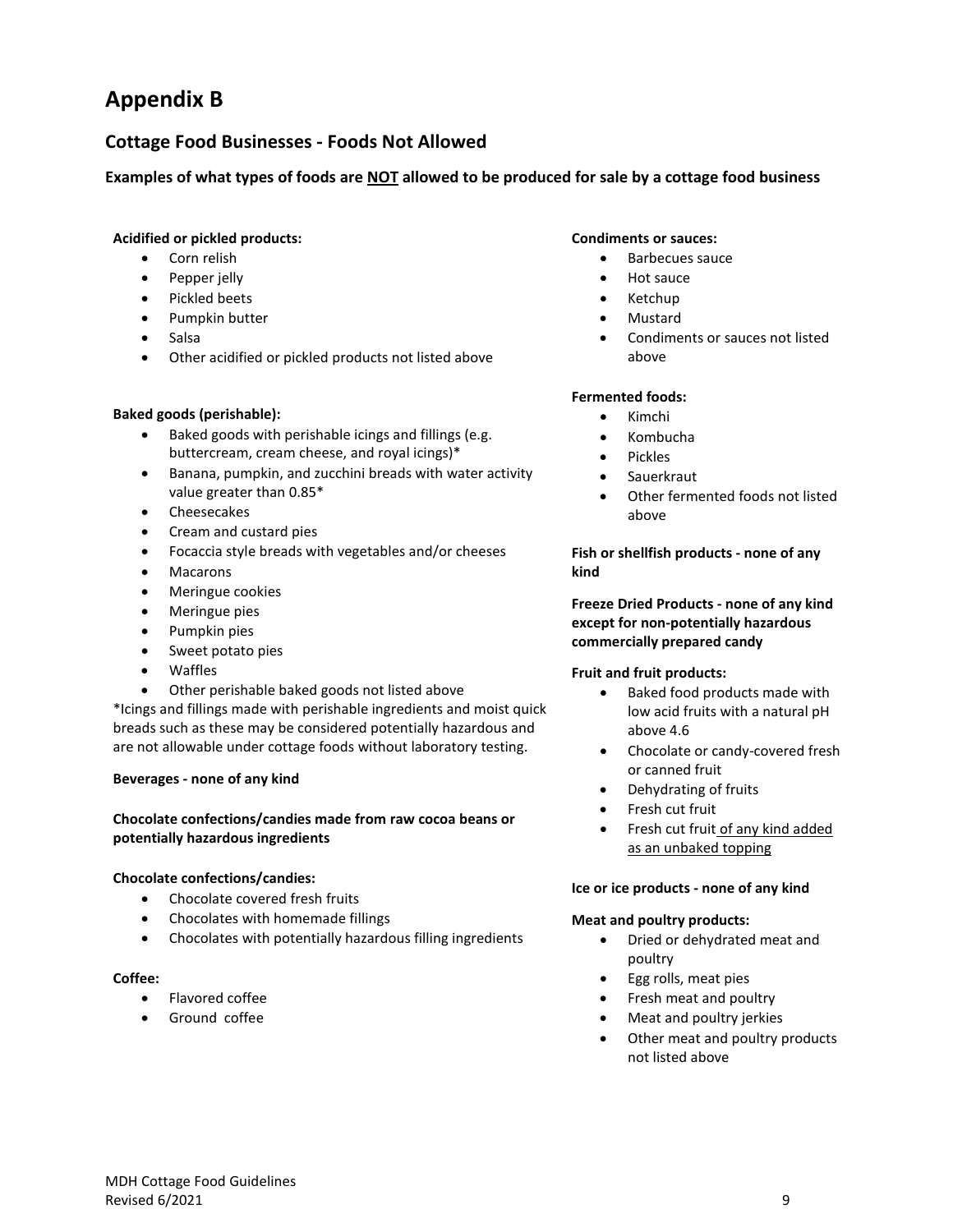# Appendix B

## Cottage Food Businesses - Foods Not Allowed

**Examples of what types of foods are <u>NOT</u> allowed to be produced for sale by a cottage food business**

**Acidified or pickled products:**

- Corn relish
- Pepper jelly
- Pickled beets
- Pumpkin butter
- Salsa
- Other acidified or pickled products not listed above

**Baked goods (perishable):**

- Baked goods with perishable icings and fillings (e.g. buttercream, cream cheese, and royal icings)*
- Banana, pumpkin, and zucchini breads with water activity value greater than 0.85*
- Cheesecakes
- Cream and custard pies
- Focaccia style breads with vegetables and/or cheeses
- Macarons
- Meringue cookies
- Meringue pies
- Pumpkin pies
- Sweet potato pies
- Waffles
- Other perishable baked goods not listed above

*Icings and fillings made with perishable ingredients and moist quick breads such as these may be considered potentially hazardous and are not allowable under cottage foods without laboratory testing.

**Beverages - none of any kind**

**Chocolate confections/candies made from raw cocoa beans or potentially hazardous ingredients**

**Chocolate confections/candies:**

- Chocolate covered fresh fruits
- Chocolates with homemade fillings
- Chocolates with potentially hazardous filling ingredients

**Coffee:**

- Flavored coffee
- Ground coffee

**Condiments or sauces:**

- Barbecues sauce
- Hot sauce
- Ketchup
- Mustard
- Condiments or sauces not listed above

**Fermented foods:**

- Kimchi
- Kombucha
- Pickles
- Sauerkraut
- Other fermented foods not listed above

**Fish or shellfish products - none of any kind**

**Freeze Dried Products - none of any kind except for non-potentially hazardous commercially prepared candy**

**Fruit and fruit products:**

- Baked food products made with low acid fruits with a natural pH above 4.6
- Chocolate or candy-covered fresh or canned fruit
- Dehydrating of fruits
- Fresh cut fruit
- Fresh cut fruit <u>of any kind added as an unbaked topping</u>

**Ice or ice products - none of any kind**

**Meat and poultry products:**

- Dried or dehydrated meat and poultry
- Egg rolls, meat pies
- Fresh meat and poultry
- Meat and poultry jerkies
- Other meat and poultry products not listed above

MDH Cottage Food Guidelines
Revised 6/2021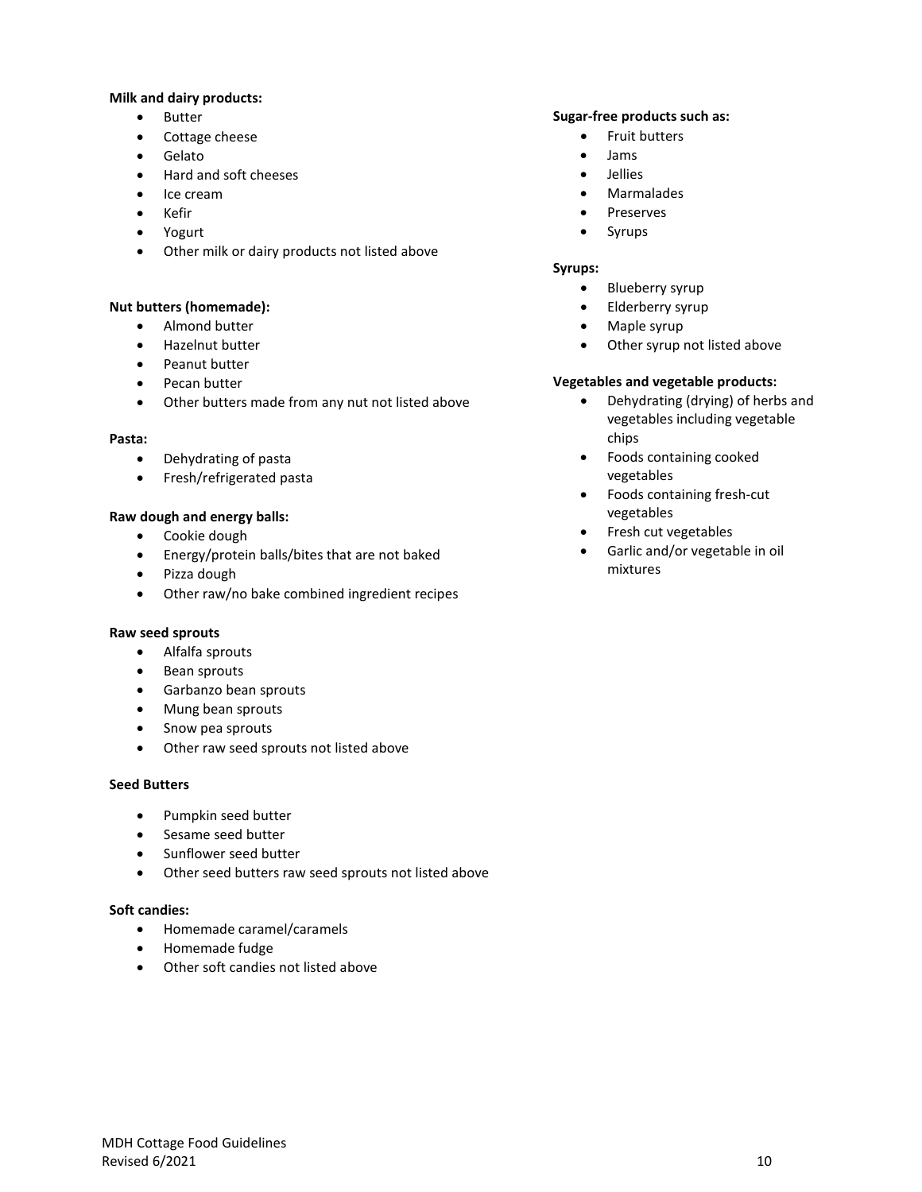**Milk and dairy products:**

- Butter
- Cottage cheese
- Gelato
- Hard and soft cheeses
- Ice cream
- Kefir
- Yogurt
- Other milk or dairy products not listed above

**Nut butters (homemade):**

- Almond butter
- Hazelnut butter
- Peanut butter
- Pecan butter
- Other butters made from any nut not listed above

**Pasta:**

- Dehydrating of pasta
- Fresh/refrigerated pasta

**Raw dough and energy balls:**

- Cookie dough
- Energy/protein balls/bites that are not baked
- Pizza dough
- Other raw/no bake combined ingredient recipes

**Raw seed sprouts**

- Alfalfa sprouts
- Bean sprouts
- Garbanzo bean sprouts
- Mung bean sprouts
- Snow pea sprouts
- Other raw seed sprouts not listed above

**Seed Butters**

- Pumpkin seed butter
- Sesame seed butter
- Sunflower seed butter
- Other seed butters raw seed sprouts not listed above

**Soft candies:**

- Homemade caramel/caramels
- Homemade fudge
- Other soft candies not listed above

**Sugar-free products such as:**

- Fruit butters
- Jams
- Jellies
- Marmalades
- Preserves
- Syrups

**Syrups:**

- Blueberry syrup
- Elderberry syrup
- Maple syrup
- Other syrup not listed above

**Vegetables and vegetable products:**

- Dehydrating (drying) of herbs and vegetables including vegetable chips
- Foods containing cooked vegetables
- Foods containing fresh-cut vegetables
- Fresh cut vegetables
- Garlic and/or vegetable in oil mixtures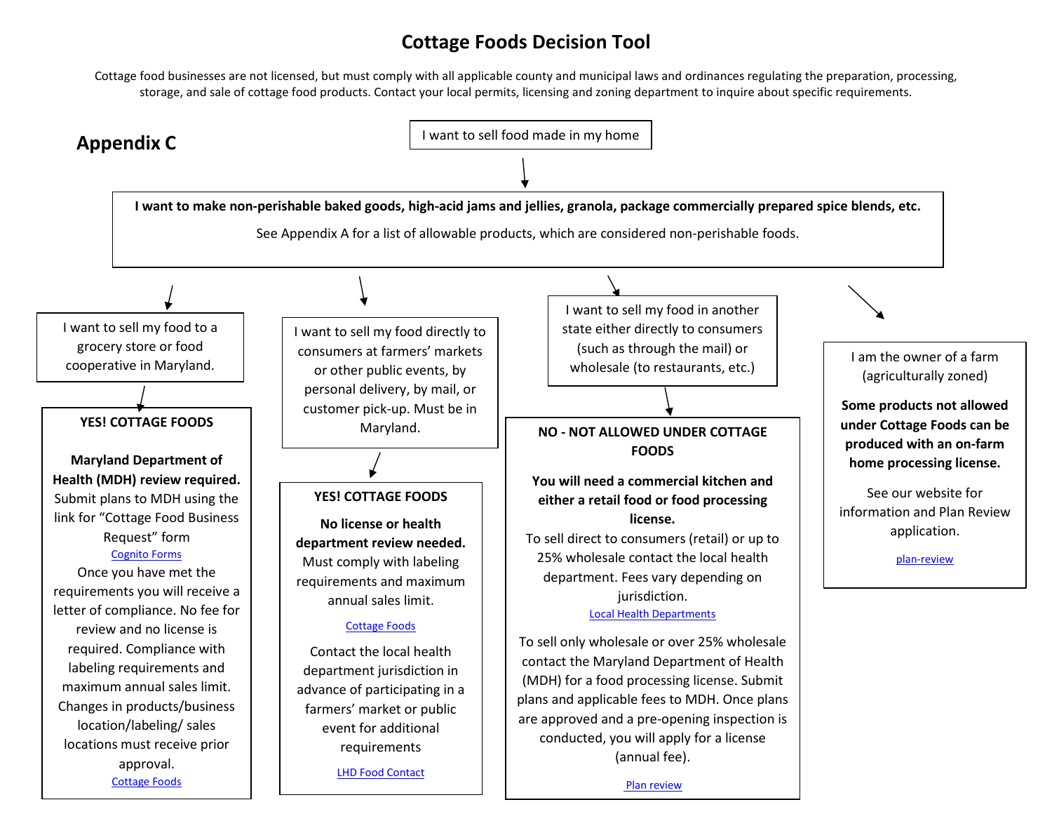# Cottage Foods Decision Tool

Cottage food businesses are not licensed, but must comply with all applicable county and municipal laws and ordinances regulating the preparation, processing, storage, and sale of cottage food products. Contact your local permits, licensing and zoning department to inquire about specific requirements.

## Appendix C

I want to sell food made in my home

**I want to make non-perishable baked goods, high-acid jams and jellies, granola, package commercially prepared spice blends, etc.**

See Appendix A for a list of allowable products, which are considered non-perishable foods.

---

I want to sell my food to a grocery store or food cooperative in Maryland.

**YES! COTTAGE FOODS**

**Maryland Department of Health (MDH) review required.** Submit plans to MDH using the link for "Cottage Food Business Request" form

Cognito Forms

Once you have met the requirements you will receive a letter of compliance. No fee for review and no license is required. Compliance with labeling requirements and maximum annual sales limit. Changes in products/business location/labeling/ sales locations must receive prior approval.

Cottage Foods

---

I want to sell my food directly to consumers at farmers' markets or other public events, by personal delivery, by mail, or customer pick-up. Must be in Maryland.

**YES! COTTAGE FOODS**

**No license or health department review needed.** Must comply with labeling requirements and maximum annual sales limit.

Cottage Foods

Contact the local health department jurisdiction in advance of participating in a farmers' market or public event for additional requirements

LHD Food Contact

---

I want to sell my food in another state either directly to consumers (such as through the mail) or wholesale (to restaurants, etc.)

**NO - NOT ALLOWED UNDER COTTAGE FOODS**

**You will need a commercial kitchen and either a retail food or food processing license.**

To sell direct to consumers (retail) or up to 25% wholesale contact the local health department. Fees vary depending on jurisdiction.

Local Health Departments

To sell only wholesale or over 25% wholesale contact the Maryland Department of Health (MDH) for a food processing license. Submit plans and applicable fees to MDH. Once plans are approved and a pre-opening inspection is conducted, you will apply for a license (annual fee).

Plan review

---

I am the owner of a farm (agriculturally zoned)

**Some products not allowed under Cottage Foods can be produced with an on-farm home processing license.**

See our website for information and Plan Review application.

plan-review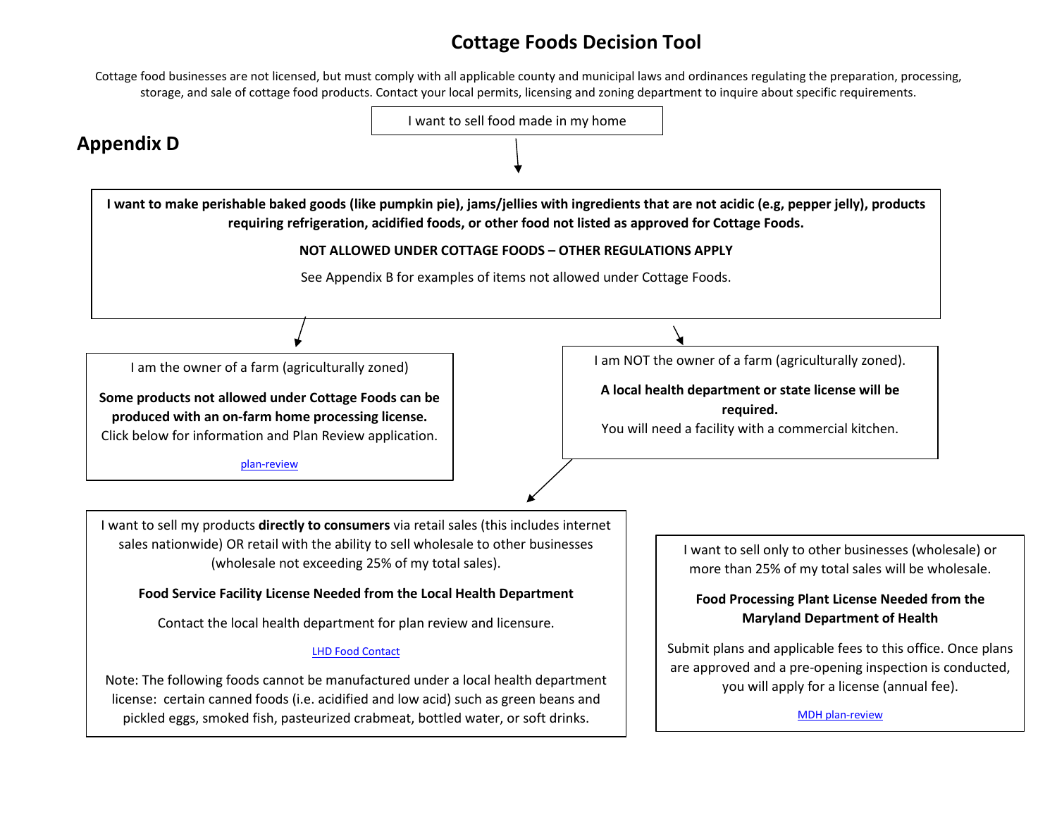# Cottage Foods Decision Tool

Cottage food businesses are not licensed, but must comply with all applicable county and municipal laws and ordinances regulating the preparation, processing, storage, and sale of cottage food products. Contact your local permits, licensing and zoning department to inquire about specific requirements.

## Appendix D

I want to sell food made in my home

**I want to make perishable baked goods (like pumpkin pie), jams/jellies with ingredients that are not acidic (e.g, pepper jelly), products requiring refrigeration, acidified foods, or other food not listed as approved for Cottage Foods.**

**NOT ALLOWED UNDER COTTAGE FOODS – OTHER REGULATIONS APPLY**

See Appendix B for examples of items not allowed under Cottage Foods.

I am the owner of a farm (agriculturally zoned)

**Some products not allowed under Cottage Foods can be produced with an on-farm home processing license.** Click below for information and Plan Review application.

plan-review

I am NOT the owner of a farm (agriculturally zoned).

**A local health department or state license will be required.**

You will need a facility with a commercial kitchen.

I want to sell my products **directly to consumers** via retail sales (this includes internet sales nationwide) OR retail with the ability to sell wholesale to other businesses (wholesale not exceeding 25% of my total sales).

**Food Service Facility License Needed from the Local Health Department**

Contact the local health department for plan review and licensure.

LHD Food Contact

Note: The following foods cannot be manufactured under a local health department license: certain canned foods (i.e. acidified and low acid) such as green beans and pickled eggs, smoked fish, pasteurized crabmeat, bottled water, or soft drinks.

I want to sell only to other businesses (wholesale) or more than 25% of my total sales will be wholesale.

**Food Processing Plant License Needed from the Maryland Department of Health**

Submit plans and applicable fees to this office. Once plans are approved and a pre-opening inspection is conducted, you will apply for a license (annual fee).

MDH plan-review